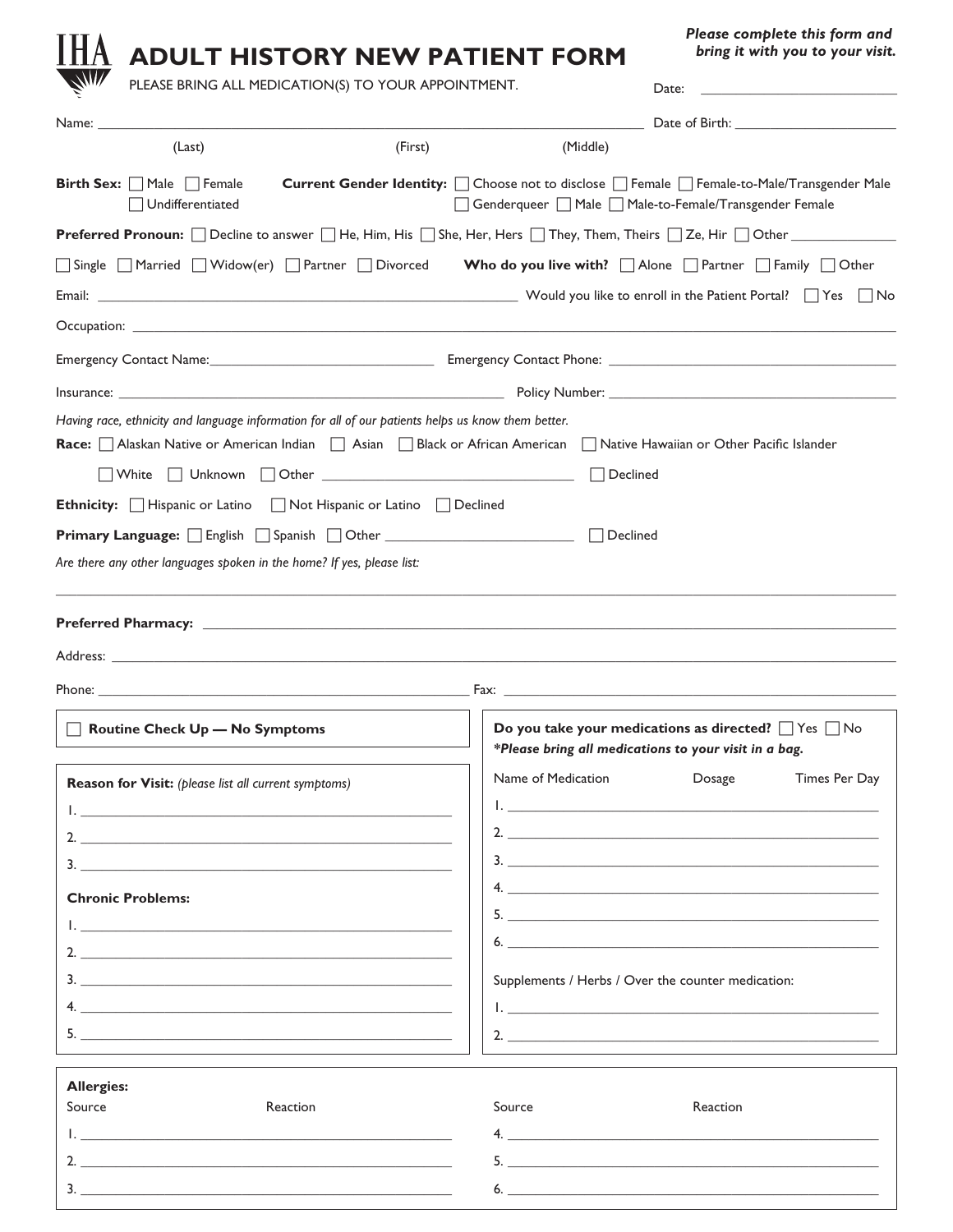IHA

# ADULT HISTORY NEW PATIENT FORM

PLEASE BRING ALL MEDICATION(S) TO YOUR APPOINTMENT.

***Please complete this form and bring it with you to your visit.***

Date: ____________________

Name: ______________________________________________ Date of Birth: ____________________
(Last) (First) (Middle)

**Birth Sex:** ☐ Male ☐ Female ☐ Undifferentiated **Current Gender Identity:** ☐ Choose not to disclose ☐ Female ☐ Female-to-Male/Transgender Male ☐ Genderqueer ☐ Male ☐ Male-to-Female/Transgender Female

**Preferred Pronoun:** ☐ Decline to answer ☐ He, Him, His ☐ She, Her, Hers ☐ They, Them, Theirs ☐ Ze, Hir ☐ Other ______________

☐ Single ☐ Married ☐ Widow(er) ☐ Partner ☐ Divorced **Who do you live with?** ☐ Alone ☐ Partner ☐ Family ☐ Other

Email: ______________________________________ Would you like to enroll in the Patient Portal? ☐ Yes ☐ No

Occupation: ______________________________________________

Emergency Contact Name: ______________________ Emergency Contact Phone: ______________________

Insurance: ______________________________ Policy Number: ______________________________

*Having race, ethnicity and language information for all of our patients helps us know them better.*

**Race:** ☐ Alaskan Native or American Indian ☐ Asian ☐ Black or African American ☐ Native Hawaiian or Other Pacific Islander ☐ White ☐ Unknown ☐ Other ______________________ ☐ Declined

**Ethnicity:** ☐ Hispanic or Latino ☐ Not Hispanic or Latino ☐ Declined

**Primary Language:** ☐ English ☐ Spanish ☐ Other ______________________ ☐ Declined

*Are there any other languages spoken in the home? If yes, please list:*

______________________________________________

**Preferred Pharmacy:** ______________________________________________

Address: ______________________________________________

Phone: ______________________________ Fax: ______________________________

☐ **Routine Check Up — No Symptoms**

**Reason for Visit:** *(please list all current symptoms)*

1. ______________________________
2. ______________________________
3. ______________________________

**Chronic Problems:**

1. ______________________________
2. ______________________________
3. ______________________________
4. ______________________________
5. ______________________________

**Do you take your medications as directed?** ☐ Yes ☐ No

***Please bring all medications to your visit in a bag.**

| Name of Medication | Dosage | Times Per Day |
|---|---|---|
| 1. | | |
| 2. | | |
| 3. | | |
| 4. | | |
| 5. | | |
| 6. | | |

Supplements / Herbs / Over the counter medication:

1. ______________________________
2. ______________________________

**Allergies:**

| Source | Reaction | Source | Reaction |
|---|---|---|---|
| 1. | | 4. | |
| 2. | | 5. | |
| 3. | | 6. | |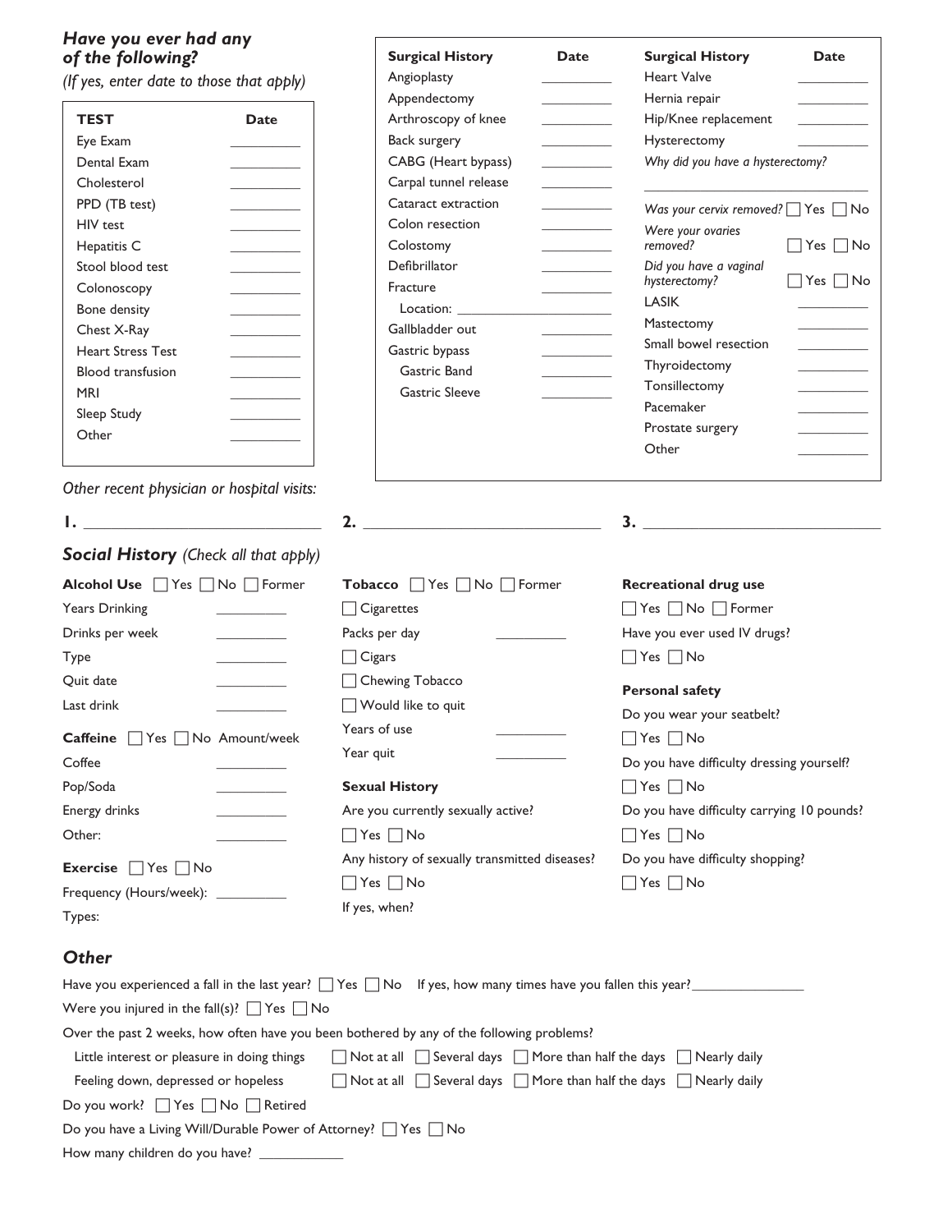### *Have you ever had any of the following?*

*(If yes, enter date to those that apply)*

| TEST | Date |
|---|---|
| Eye Exam | ________ |
| Dental Exam | ________ |
| Cholesterol | ________ |
| PPD (TB test) | ________ |
| HIV test | ________ |
| Hepatitis C | ________ |
| Stool blood test | ________ |
| Colonoscopy | ________ |
| Bone density | ________ |
| Chest X-Ray | ________ |
| Heart Stress Test | ________ |
| Blood transfusion | ________ |
| MRI | ________ |
| Sleep Study | ________ |
| Other | ________ |

| Surgical History | Date | Surgical History | Date |
|---|---|---|---|
| Angioplasty | ________ | Heart Valve | ________ |
| Appendectomy | ________ | Hernia repair | ________ |
| Arthroscopy of knee | ________ | Hip/Knee replacement | ________ |
| Back surgery | ________ | Hysterectomy | ________ |
| CABG (Heart bypass) | ________ | *Why did you have a hysterectomy?* ________ | |
| Carpal tunnel release | ________ | *Was your cervix removed?* ☐ Yes ☐ No | |
| Cataract extraction | ________ | *Were your ovaries removed?* ☐ Yes ☐ No | |
| Colon resection | ________ | *Did you have a vaginal hysterectomy?* ☐ Yes ☐ No | |
| Colostomy | ________ | LASIK | ________ |
| Defibrillator | ________ | Mastectomy | ________ |
| Fracture | ________ | Small bowel resection | ________ |
| Location: ________ | | Thyroidectomy | ________ |
| Gallbladder out | ________ | Tonsillectomy | ________ |
| Gastric bypass | ________ | Pacemaker | ________ |
| Gastric Band | ________ | Prostate surgery | ________ |
| Gastric Sleeve | ________ | Other | ________ |

*Other recent physician or hospital visits:*

**1.** ____________________ **2.** ____________________ **3.** ____________________

## *Social History* *(Check all that apply)*

**Alcohol Use** ☐ Yes ☐ No ☐ Former

Years Drinking ________

Drinks per week ________

Type ________

Quit date ________

Last drink ________

**Caffeine** ☐ Yes ☐ No Amount/week

Coffee ________

Pop/Soda ________

Energy drinks ________

Other: ________

**Exercise** ☐ Yes ☐ No

Frequency (Hours/week): ________

Types:

**Tobacco** ☐ Yes ☐ No ☐ Former

☐ Cigarettes

Packs per day ________

☐ Cigars

☐ Chewing Tobacco

☐ Would like to quit

Years of use ________

Year quit ________

**Sexual History**

Are you currently sexually active?

☐ Yes ☐ No

Any history of sexually transmitted diseases?

☐ Yes ☐ No

If yes, when?

**Recreational drug use**

☐ Yes ☐ No ☐ Former

Have you ever used IV drugs?

☐ Yes ☐ No

**Personal safety**

Do you wear your seatbelt?

☐ Yes ☐ No

Do you have difficulty dressing yourself?

☐ Yes ☐ No

Do you have difficulty carrying 10 pounds?

☐ Yes ☐ No

Do you have difficulty shopping?

☐ Yes ☐ No

## *Other*

Have you experienced a fall in the last year? ☐ Yes ☐ No If yes, how many times have you fallen this year?________

Were you injured in the fall(s)? ☐ Yes ☐ No

Over the past 2 weeks, how often have you been bothered by any of the following problems?

Little interest or pleasure in doing things ☐ Not at all ☐ Several days ☐ More than half the days ☐ Nearly daily

Feeling down, depressed or hopeless ☐ Not at all ☐ Several days ☐ More than half the days ☐ Nearly daily

Do you work? ☐ Yes ☐ No ☐ Retired

Do you have a Living Will/Durable Power of Attorney? ☐ Yes ☐ No

How many children do you have? ________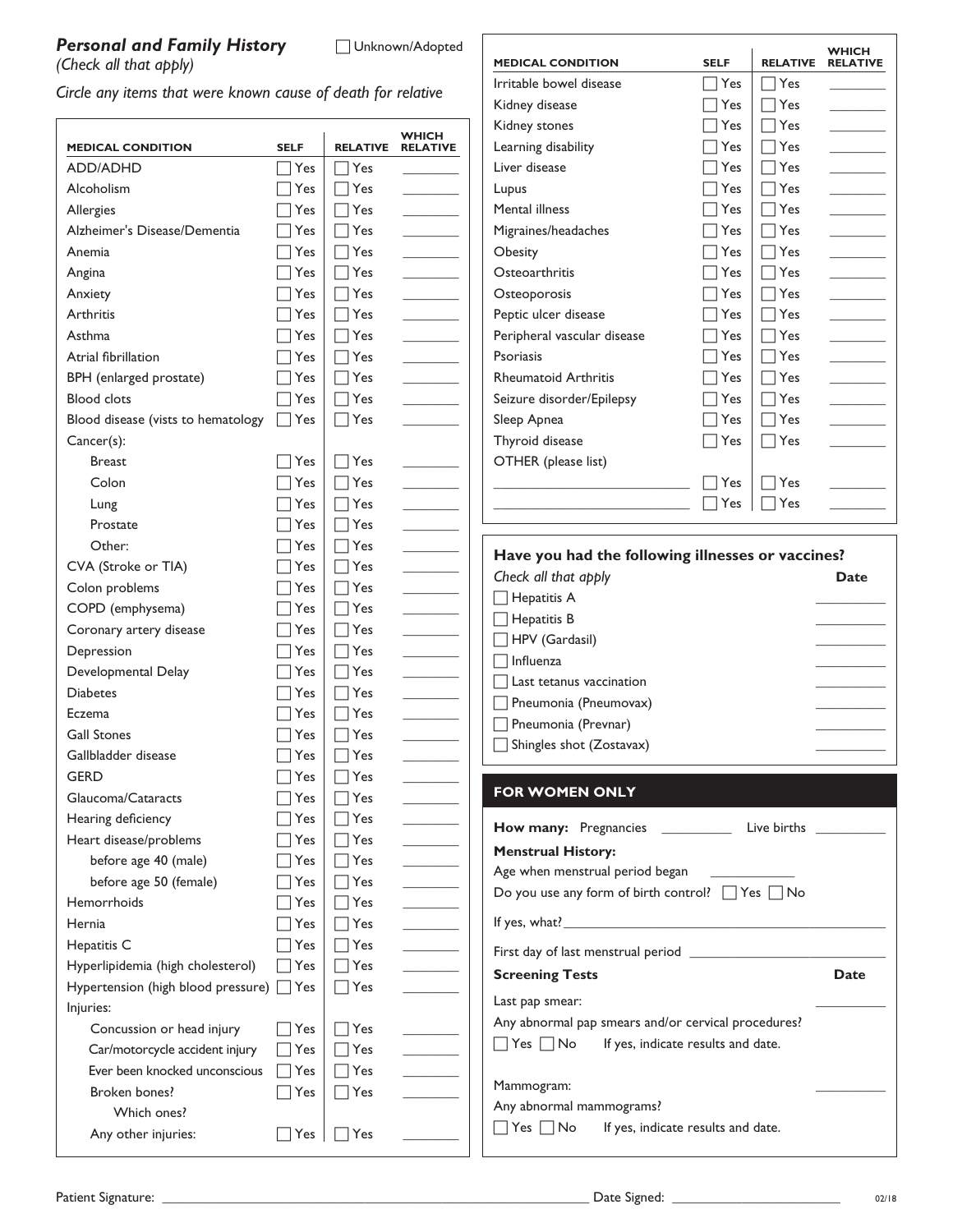## *Personal and Family History*

☐ Unknown/Adopted

*(Check all that apply)*

*Circle any items that were known cause of death for relative*

| MEDICAL CONDITION | SELF | RELATIVE | WHICH RELATIVE |
|---|---|---|---|
| ADD/ADHD | ☐ Yes | ☐ Yes | ________ |
| Alcoholism | ☐ Yes | ☐ Yes | ________ |
| Allergies | ☐ Yes | ☐ Yes | ________ |
| Alzheimer's Disease/Dementia | ☐ Yes | ☐ Yes | ________ |
| Anemia | ☐ Yes | ☐ Yes | ________ |
| Angina | ☐ Yes | ☐ Yes | ________ |
| Anxiety | ☐ Yes | ☐ Yes | ________ |
| Arthritis | ☐ Yes | ☐ Yes | ________ |
| Asthma | ☐ Yes | ☐ Yes | ________ |
| Atrial fibrillation | ☐ Yes | ☐ Yes | ________ |
| BPH (enlarged prostate) | ☐ Yes | ☐ Yes | ________ |
| Blood clots | ☐ Yes | ☐ Yes | ________ |
| Blood disease (vists to hematology | ☐ Yes | ☐ Yes | ________ |
| Cancer(s): | | | |
| Breast | ☐ Yes | ☐ Yes | ________ |
| Colon | ☐ Yes | ☐ Yes | ________ |
| Lung | ☐ Yes | ☐ Yes | ________ |
| Prostate | ☐ Yes | ☐ Yes | ________ |
| Other: | ☐ Yes | ☐ Yes | ________ |
| CVA (Stroke or TIA) | ☐ Yes | ☐ Yes | ________ |
| Colon problems | ☐ Yes | ☐ Yes | ________ |
| COPD (emphysema) | ☐ Yes | ☐ Yes | ________ |
| Coronary artery disease | ☐ Yes | ☐ Yes | ________ |
| Depression | ☐ Yes | ☐ Yes | ________ |
| Developmental Delay | ☐ Yes | ☐ Yes | ________ |
| Diabetes | ☐ Yes | ☐ Yes | ________ |
| Eczema | ☐ Yes | ☐ Yes | ________ |
| Gall Stones | ☐ Yes | ☐ Yes | ________ |
| Gallbladder disease | ☐ Yes | ☐ Yes | ________ |
| GERD | ☐ Yes | ☐ Yes | ________ |
| Glaucoma/Cataracts | ☐ Yes | ☐ Yes | ________ |
| Hearing deficiency | ☐ Yes | ☐ Yes | ________ |
| Heart disease/problems | ☐ Yes | ☐ Yes | ________ |
| before age 40 (male) | ☐ Yes | ☐ Yes | ________ |
| before age 50 (female) | ☐ Yes | ☐ Yes | ________ |
| Hemorrhoids | ☐ Yes | ☐ Yes | ________ |
| Hernia | ☐ Yes | ☐ Yes | ________ |
| Hepatitis C | ☐ Yes | ☐ Yes | ________ |
| Hyperlipidemia (high cholesterol) | ☐ Yes | ☐ Yes | ________ |
| Hypertension (high blood pressure) | ☐ Yes | ☐ Yes | ________ |
| Injuries: | | | |
| Concussion or head injury | ☐ Yes | ☐ Yes | ________ |
| Car/motorcycle accident injury | ☐ Yes | ☐ Yes | ________ |
| Ever been knocked unconscious | ☐ Yes | ☐ Yes | ________ |
| Broken bones? | ☐ Yes | ☐ Yes | ________ |
| Which ones? | | | |
| Any other injuries: | ☐ Yes | ☐ Yes | ________ |
| Irritable bowel disease | ☐ Yes | ☐ Yes | ________ |
| Kidney disease | ☐ Yes | ☐ Yes | ________ |
| Kidney stones | ☐ Yes | ☐ Yes | ________ |
| Learning disability | ☐ Yes | ☐ Yes | ________ |
| Liver disease | ☐ Yes | ☐ Yes | ________ |
| Lupus | ☐ Yes | ☐ Yes | ________ |
| Mental illness | ☐ Yes | ☐ Yes | ________ |
| Migraines/headaches | ☐ Yes | ☐ Yes | ________ |
| Obesity | ☐ Yes | ☐ Yes | ________ |
| Osteoarthritis | ☐ Yes | ☐ Yes | ________ |
| Osteoporosis | ☐ Yes | ☐ Yes | ________ |
| Peptic ulcer disease | ☐ Yes | ☐ Yes | ________ |
| Peripheral vascular disease | ☐ Yes | ☐ Yes | ________ |
| Psoriasis | ☐ Yes | ☐ Yes | ________ |
| Rheumatoid Arthritis | ☐ Yes | ☐ Yes | ________ |
| Seizure disorder/Epilepsy | ☐ Yes | ☐ Yes | ________ |
| Sleep Apnea | ☐ Yes | ☐ Yes | ________ |
| Thyroid disease | ☐ Yes | ☐ Yes | ________ |
| OTHER (please list) | | | |
| ________________________ | ☐ Yes | ☐ Yes | ________ |
| ________________________ | ☐ Yes | ☐ Yes | ________ |

### Have you had the following illnesses or vaccines?

*Check all that apply*

| | Date |
|---|---|
| ☐ Hepatitis A | ________ |
| ☐ Hepatitis B | ________ |
| ☐ HPV (Gardasil) | ________ |
| ☐ Influenza | ________ |
| ☐ Last tetanus vaccination | ________ |
| ☐ Pneumonia (Pneumovax) | ________ |
| ☐ Pneumonia (Prevnar) | ________ |
| ☐ Shingles shot (Zostavax) | ________ |

### FOR WOMEN ONLY

**How many:** Pregnancies __________ Live births __________

**Menstrual History:**

Age when menstrual period began ____________

Do you use any form of birth control? ☐ Yes ☐ No

If yes, what?________________________________________

First day of last menstrual period ____________________

| **Screening Tests** | **Date** |
|---|---|
| Last pap smear: | ________ |

Any abnormal pap smears and/or cervical procedures?

☐ Yes ☐ No If yes, indicate results and date.

| | |
|---|---|
| Mammogram: | ________ |

Any abnormal mammograms?

☐ Yes ☐ No If yes, indicate results and date.

Patient Signature: ____________________________________________ Date Signed: ____________________

02/18